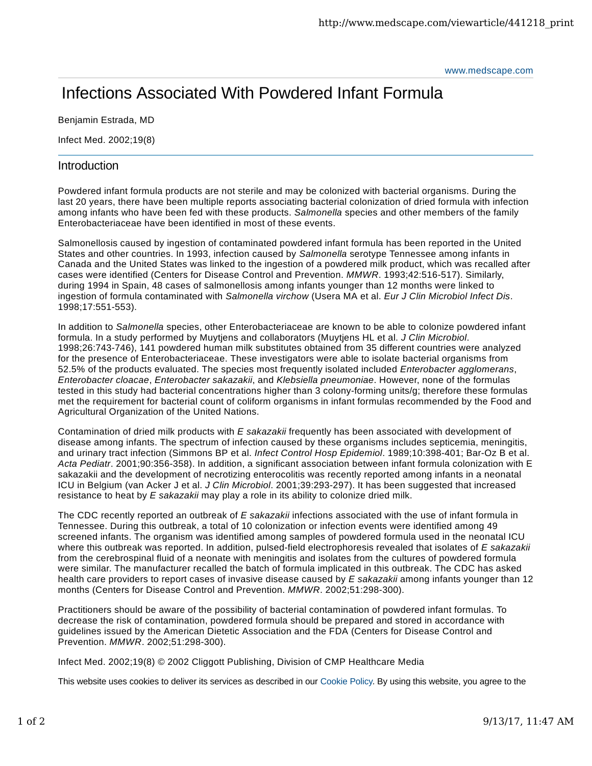# Infections Associated With Powdered Infant Formula

Benjamin Estrada, MD

Infect Med. 2002;19(8)

## Introduction

Powdered infant formula products are not sterile and may be colonized with bacterial organisms. During the last 20 years, there have been multiple reports associating bacterial colonization of dried formula with infection among infants who have been fed with these products. *Salmonella* species and other members of the family Enterobacteriaceae have been identified in most of these events.

Salmonellosis caused by ingestion of contaminated powdered infant formula has been reported in the United States and other countries. In 1993, infection caused by *Salmonella* serotype Tennessee among infants in Canada and the United States was linked to the ingestion of a powdered milk product, which was recalled after cases were identified (Centers for Disease Control and Prevention. *MMWR*. 1993;42:516-517). Similarly, during 1994 in Spain, 48 cases of salmonellosis among infants younger than 12 months were linked to ingestion of formula contaminated with *Salmonella virchow* (Usera MA et al. *Eur J Clin Microbiol Infect Dis*. 1998;17:551-553).

In addition to *Salmonella* species, other Enterobacteriaceae are known to be able to colonize powdered infant formula. In a study performed by Muytjens and collaborators (Muytjens HL et al. *J Clin Microbiol*. 1998;26:743-746), 141 powdered human milk substitutes obtained from 35 different countries were analyzed for the presence of Enterobacteriaceae. These investigators were able to isolate bacterial organisms from 52.5% of the products evaluated. The species most frequently isolated included *Enterobacter agglomerans*, *Enterobacter cloacae*, *Enterobacter sakazakii*, and *Klebsiella pneumoniae*. However, none of the formulas tested in this study had bacterial concentrations higher than 3 colony-forming units/g; therefore these formulas met the requirement for bacterial count of coliform organisms in infant formulas recommended by the Food and Agricultural Organization of the United Nations.

Contamination of dried milk products with *E sakazakii* frequently has been associated with development of disease among infants. The spectrum of infection caused by these organisms includes septicemia, meningitis, and urinary tract infection (Simmons BP et al. *Infect Control Hosp Epidemiol*. 1989;10:398-401; Bar-Oz B et al. *Acta Pediatr*. 2001;90:356-358). In addition, a significant association between infant formula colonization with E sakazakii and the development of necrotizing enterocolitis was recently reported among infants in a neonatal ICU in Belgium (van Acker J et al. *J Clin Microbiol*. 2001;39:293-297). It has been suggested that increased resistance to heat by *E sakazakii* may play a role in its ability to colonize dried milk.

The CDC recently reported an outbreak of *E sakazakii* infections associated with the use of infant formula in Tennessee. During this outbreak, a total of 10 colonization or infection events were identified among 49 screened infants. The organism was identified among samples of powdered formula used in the neonatal ICU where this outbreak was reported. In addition, pulsed-field electrophoresis revealed that isolates of *E sakazakii* from the cerebrospinal fluid of a neonate with meningitis and isolates from the cultures of powdered formula were similar. The manufacturer recalled the batch of formula implicated in this outbreak. The CDC has asked health care providers to report cases of invasive disease caused by *E sakazakii* among infants younger than 12 months (Centers for Disease Control and Prevention. *MMWR*. 2002;51:298-300).

Practitioners should be aware of the possibility of bacterial contamination of powdered infant formulas. To decrease the risk of contamination, powdered formula should be prepared and stored in accordance with guidelines issued by the American Dietetic Association and the FDA (Centers for Disease Control and Prevention. *MMWR*. 2002;51:298-300).

Infect Med. 2002;19(8) © 2002 Cliggott Publishing, Division of CMP Healthcare Media

This website uses cookies to deliver its services as described in our Cookie Policy. By using this website, you agree to the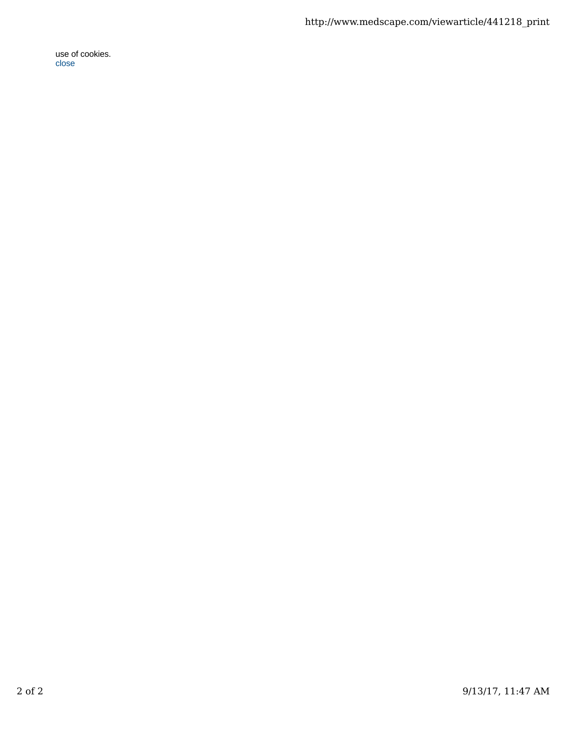use of cookies.
close